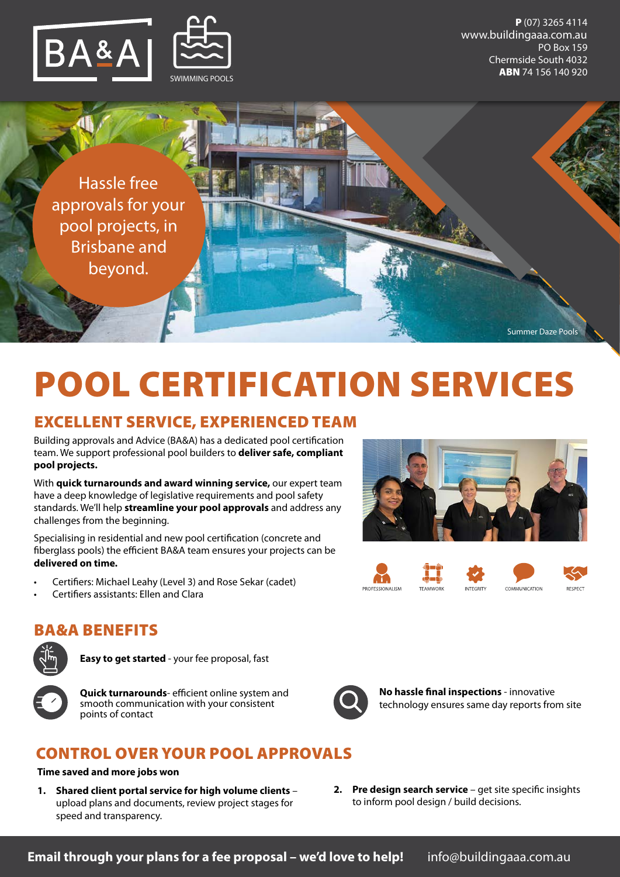BA&A SWIMMING POOLS

**P** (07) 3265 4114
www.buildingaaa.com.au
PO Box 159
Chermside South 4032
**ABN** 74 156 140 920

Hassle free approvals for your pool projects, in Brisbane and beyond.

Summer Daze Pools

# POOL CERTIFICATION SERVICES

## EXCELLENT SERVICE, EXPERIENCED TEAM

Building approvals and Advice (BA&A) has a dedicated pool certification team. We support professional pool builders to **deliver safe, compliant pool projects.**

With **quick turnarounds and award winning service,** our expert team have a deep knowledge of legislative requirements and pool safety standards. We'll help **streamline your pool approvals** and address any challenges from the beginning.

Specialising in residential and new pool certification (concrete and fiberglass pools) the efficient BA&A team ensures your projects can be **delivered on time.**

- Certifiers: Michael Leahy (Level 3) and Rose Sekar (cadet)
- Certifiers assistants: Ellen and Clara

PROFESSIONALISM | TEAMWORK | INTEGRITY | COMMUNICATION | RESPECT

## BA&A BENEFITS

**Easy to get started** - your fee proposal, fast

**Quick turnarounds**- efficient online system and smooth communication with your consistent points of contact

**No hassle final inspections** - innovative technology ensures same day reports from site

## CONTROL OVER YOUR POOL APPROVALS

**Time saved and more jobs won**

1. **Shared client portal service for high volume clients** – upload plans and documents, review project stages for speed and transparency.
2. **Pre design search service** – get site specific insights to inform pool design / build decisions.

**Email through your plans for a fee proposal – we'd love to help!** info@buildingaaa.com.au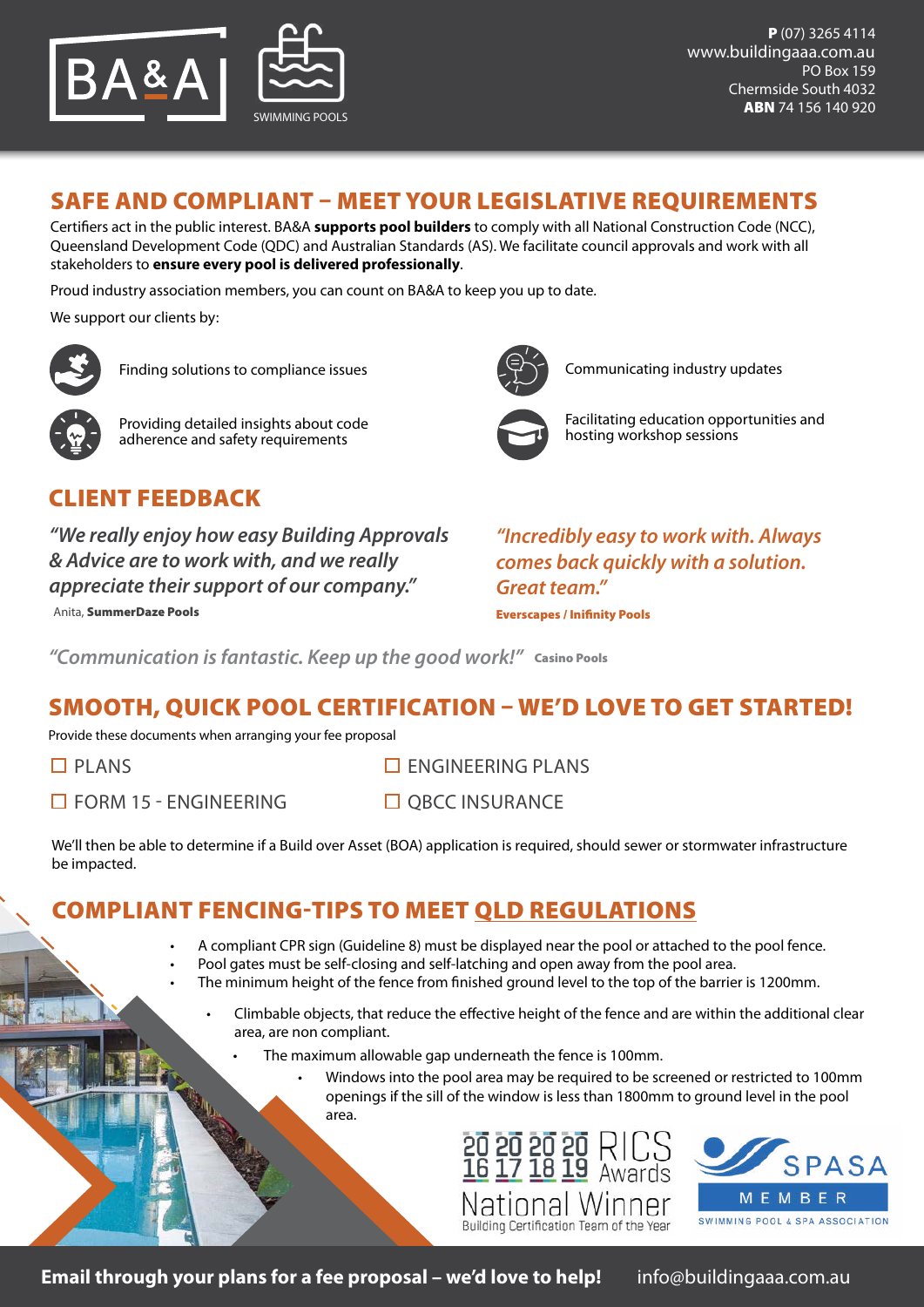BA&A

SWIMMING POOLS

**P** (07) 3265 4114
www.buildingaaa.com.au
PO Box 159
Chermside South 4032
**ABN** 74 156 140 920

## SAFE AND COMPLIANT – MEET YOUR LEGISLATIVE REQUIREMENTS

Certifiers act in the public interest. BA&A **supports pool builders** to comply with all National Construction Code (NCC), Queensland Development Code (QDC) and Australian Standards (AS). We facilitate council approvals and work with all stakeholders to **ensure every pool is delivered professionally**.

Proud industry association members, you can count on BA&A to keep you up to date.

We support our clients by:

- Finding solutions to compliance issues
- Providing detailed insights about code adherence and safety requirements
- Communicating industry updates
- Facilitating education opportunities and hosting workshop sessions

## CLIENT FEEDBACK

*"We really enjoy how easy Building Approvals & Advice are to work with, and we really appreciate their support of our company."*

Anita, **SummerDaze Pools**

*"Incredibly easy to work with. Always comes back quickly with a solution. Great team."*

**Everscapes / Inifinity Pools**

*"Communication is fantastic. Keep up the good work!"* **Casino Pools**

## SMOOTH, QUICK POOL CERTIFICATION – WE'D LOVE TO GET STARTED!

Provide these documents when arranging your fee proposal

- ☐ PLANS
- ☐ ENGINEERING PLANS
- ☐ FORM 15 - ENGINEERING
- ☐ QBCC INSURANCE

We'll then be able to determine if a Build over Asset (BOA) application is required, should sewer or stormwater infrastructure be impacted.

## COMPLIANT FENCING-TIPS TO MEET QLD REGULATIONS

- A compliant CPR sign (Guideline 8) must be displayed near the pool or attached to the pool fence.
- Pool gates must be self-closing and self-latching and open away from the pool area.
- The minimum height of the fence from finished ground level to the top of the barrier is 1200mm.
- Climbable objects, that reduce the effective height of the fence and are within the additional clear area, are non compliant.
- The maximum allowable gap underneath the fence is 100mm.
- Windows into the pool area may be required to be screened or restricted to 100mm openings if the sill of the window is less than 1800mm to ground level in the pool area.

2016 2017 2018 2019 RICS Awards National Winner Building Certification Team of the Year

SPASA MEMBER SWIMMING POOL & SPA ASSOCIATION

**Email through your plans for a fee proposal – we'd love to help!** info@buildingaaa.com.au